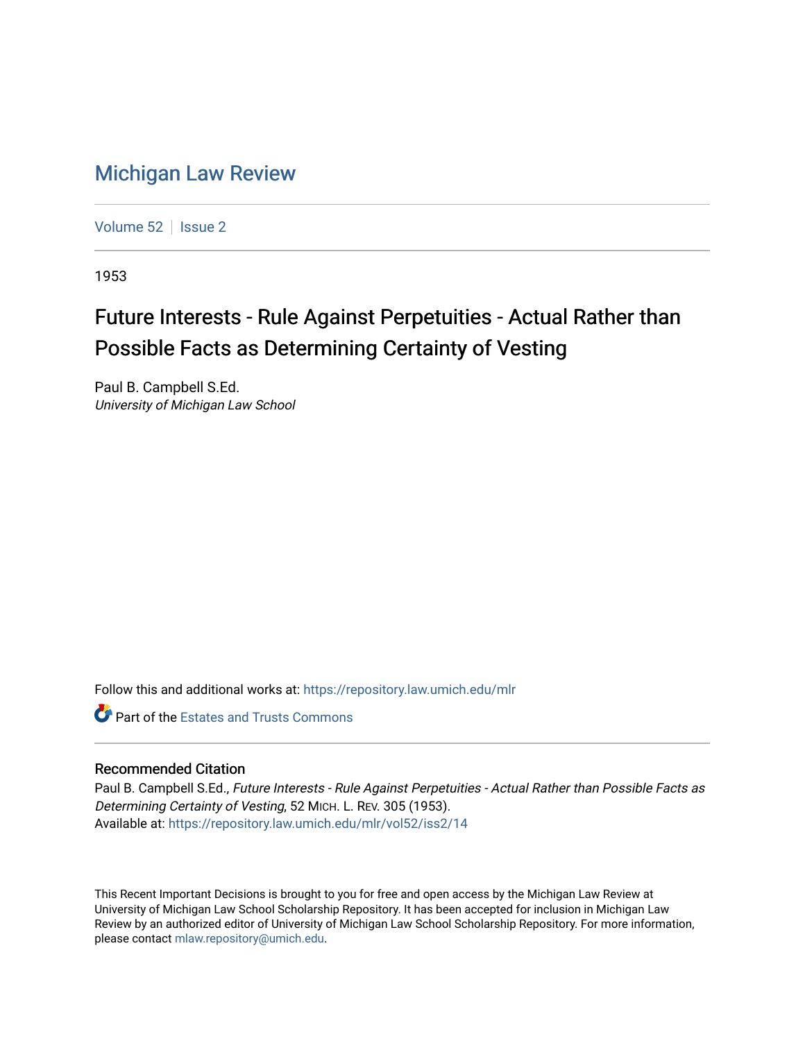# Michigan Law Review

Volume 52 | Issue 2

1953

## Future Interests - Rule Against Perpetuities - Actual Rather than Possible Facts as Determining Certainty of Vesting

Paul B. Campbell S.Ed.
*University of Michigan Law School*

Follow this and additional works at: https://repository.law.umich.edu/mlr

Part of the Estates and Trusts Commons

### Recommended Citation

Paul B. Campbell S.Ed., *Future Interests - Rule Against Perpetuities - Actual Rather than Possible Facts as Determining Certainty of Vesting*, 52 MICH. L. REV. 305 (1953).
Available at: https://repository.law.umich.edu/mlr/vol52/iss2/14

This Recent Important Decisions is brought to you for free and open access by the Michigan Law Review at University of Michigan Law School Scholarship Repository. It has been accepted for inclusion in Michigan Law Review by an authorized editor of University of Michigan Law School Scholarship Repository. For more information, please contact mlaw.repository@umich.edu.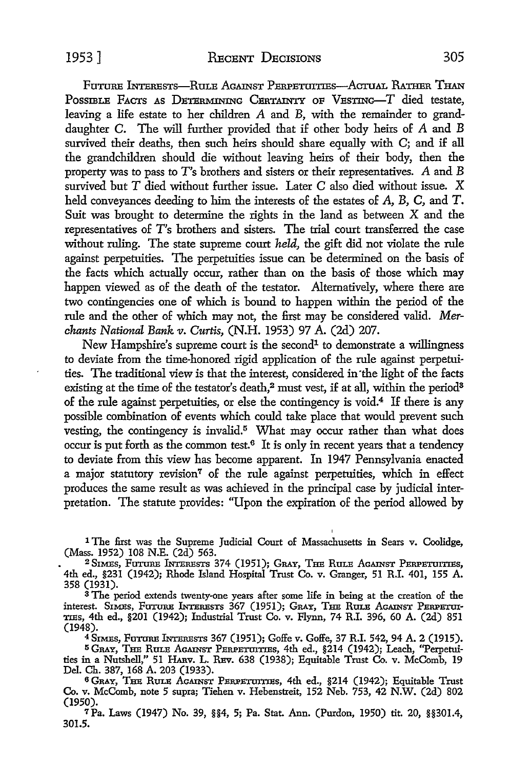Future Interests—Rule Against Perpetuities—Actual Rather Than Possible Facts as Determining Certainty of Vesting—*T* died testate, leaving a life estate to her children *A* and *B*, with the remainder to granddaughter *C*. The will further provided that if other body heirs of *A* and *B* survived their deaths, then such heirs should share equally with *C*; and if all the grandchildren should die without leaving heirs of their body, then the property was to pass to *T*'s brothers and sisters or their representatives. *A* and *B* survived but *T* died without further issue. Later *C* also died without issue. *X* held conveyances deeding to him the interests of the estates of *A*, *B*, *C*, and *T*. Suit was brought to determine the rights in the land as between *X* and the representatives of *T*'s brothers and sisters. The trial court transferred the case without ruling. The state supreme court *held*, the gift did not violate the rule against perpetuities. The perpetuities issue can be determined on the basis of the facts which actually occur, rather than on the basis of those which may happen viewed as of the death of the testator. Alternatively, where there are two contingencies one of which is bound to happen within the period of the rule and the other of which may not, the first may be considered valid. *Merchants National Bank v. Curtis*, (N.H. 1953) 97 A. (2d) 207.

New Hampshire's supreme court is the second[1] to demonstrate a willingness to deviate from the time-honored rigid application of the rule against perpetuities. The traditional view is that the interest, considered in the light of the facts existing at the time of the testator's death,[2] must vest, if at all, within the period[3] of the rule against perpetuities, or else the contingency is void.[4] If there is any possible combination of events which could take place that would prevent such vesting, the contingency is invalid.[5] What may occur rather than what does occur is put forth as the common test.[6] It is only in recent years that a tendency to deviate from this view has become apparent. In 1947 Pennsylvania enacted a major statutory revision[7] of the rule against perpetuities, which in effect produces the same result as was achieved in the principal case by judicial interpretation. The statute provides: "Upon the expiration of the period allowed by

---

[1] The first was the Supreme Judicial Court of Massachusetts in Sears v. Coolidge, (Mass. 1952) 108 N.E. (2d) 563.

[2] Simes, Future Interests 374 (1951); Gray, The Rule Against Perpetuities, 4th ed., §231 (1942); Rhode Island Hospital Trust Co. v. Granger, 51 R.I. 401, 155 A. 358 (1931).

[3] The period extends twenty-one years after some life in being at the creation of the interest. Simes, Future Interests 367 (1951); Gray, The Rule Against Perpetuities, 4th ed., §201 (1942); Industrial Trust Co. v. Flynn, 74 R.I. 396, 60 A. (2d) 851 (1948).

[4] Simes, Future Interests 367 (1951); Goffe v. Goffe, 37 R.I. 542, 94 A. 2 (1915).

[5] Gray, The Rule Against Perpetuities, 4th ed., §214 (1942); Leach, "Perpetuities in a Nutshell," 51 Harv. L. Rev. 638 (1938); Equitable Trust Co. v. McComb, 19 Del. Ch. 387, 168 A. 203 (1933).

[6] Gray, The Rule Against Perpetuities, 4th ed., §214 (1942); Equitable Trust Co. v. McComb, note 5 supra; Tiehen v. Hebenstreit, 152 Neb. 753, 42 N.W. (2d) 802 (1950).

[7] Pa. Laws (1947) No. 39, §§4, 5; Pa. Stat. Ann. (Purdon, 1950) tit. 20, §§301.4, 301.5.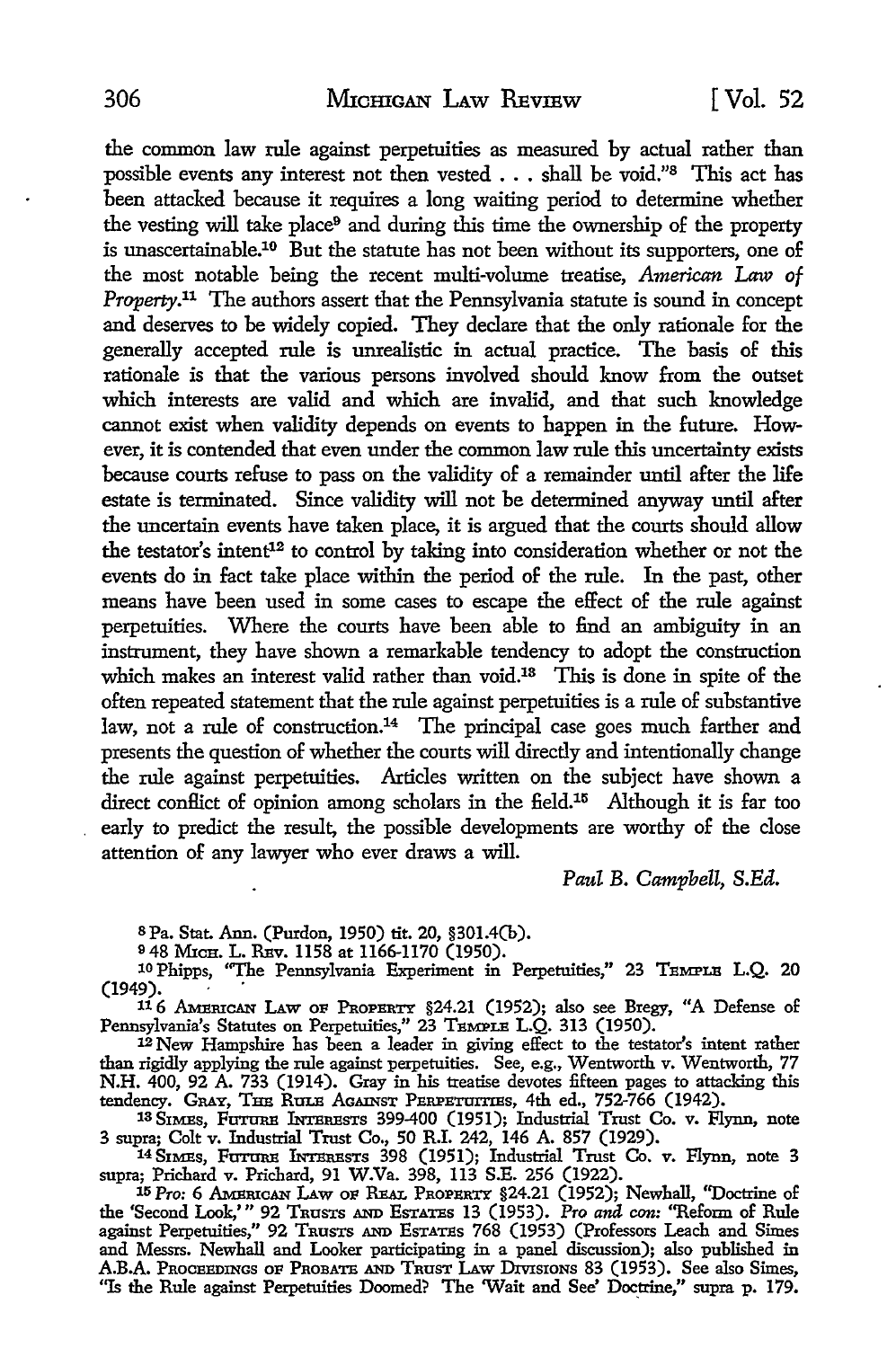the common law rule against perpetuities as measured by actual rather than possible events any interest not then vested . . . shall be void."[8] This act has been attacked because it requires a long waiting period to determine whether the vesting will take place[9] and during this time the ownership of the property is unascertainable.[10] But the statute has not been without its supporters, one of the most notable being the recent multi-volume treatise, *American Law of Property*.[11] The authors assert that the Pennsylvania statute is sound in concept and deserves to be widely copied. They declare that the only rationale for the generally accepted rule is unrealistic in actual practice. The basis of this rationale is that the various persons involved should know from the outset which interests are valid and which are invalid, and that such knowledge cannot exist when validity depends on events to happen in the future. However, it is contended that even under the common law rule this uncertainty exists because courts refuse to pass on the validity of a remainder until after the life estate is terminated. Since validity will not be determined anyway until after the uncertain events have taken place, it is argued that the courts should allow the testator's intent[12] to control by taking into consideration whether or not the events do in fact take place within the period of the rule. In the past, other means have been used in some cases to escape the effect of the rule against perpetuities. Where the courts have been able to find an ambiguity in an instrument, they have shown a remarkable tendency to adopt the construction which makes an interest valid rather than void.[13] This is done in spite of the often repeated statement that the rule against perpetuities is a rule of substantive law, not a rule of construction.[14] The principal case goes much farther and presents the question of whether the courts will directly and intentionally change the rule against perpetuities. Articles written on the subject have shown a direct conflict of opinion among scholars in the field.[15] Although it is far too early to predict the result, the possible developments are worthy of the close attention of any lawyer who ever draws a will.

*Paul B. Campbell, S.Ed.*

---

[8] Pa. Stat. Ann. (Purdon, 1950) tit. 20, §301.4(b).

[9] 48 Mich. L. Rev. 1158 at 1166-1170 (1950).

[10] Phipps, "The Pennsylvania Experiment in Perpetuities," 23 Temple L.Q. 20 (1949).

[11] 6 American Law of Property §24.21 (1952); also see Bregy, "A Defense of Pennsylvania's Statutes on Perpetuities," 23 Temple L.Q. 313 (1950).

[12] New Hampshire has been a leader in giving effect to the testator's intent rather than rigidly applying the rule against perpetuities. See, e.g., Wentworth v. Wentworth, 77 N.H. 400, 92 A. 733 (1914). Gray in his treatise devotes fifteen pages to attacking this tendency. Gray, The Rule Against Perpetuities, 4th ed., 752-766 (1942).

[13] Simes, Future Interests 399-400 (1951); Industrial Trust Co. v. Flynn, note 3 supra; Colt v. Industrial Trust Co., 50 R.I. 242, 146 A. 857 (1929).

[14] Simes, Future Interests 398 (1951); Industrial Trust Co. v. Flynn, note 3 supra; Prichard v. Prichard, 91 W.Va. 398, 113 S.E. 256 (1922).

[15] *Pro:* 6 American Law of Real Property §24.21 (1952); Newhall, "Doctrine of the 'Second Look,'" 92 Trusts and Estates 13 (1953). *Pro and con:* "Reform of Rule against Perpetuities," 92 Trusts and Estates 768 (1953) (Professors Leach and Simes and Messrs. Newhall and Looker participating in a panel discussion); also published in A.B.A. Proceedings of Probate and Trust Law Divisions 83 (1953). See also Simes, "Is the Rule against Perpetuities Doomed? The 'Wait and See' Doctrine," supra p. 179.